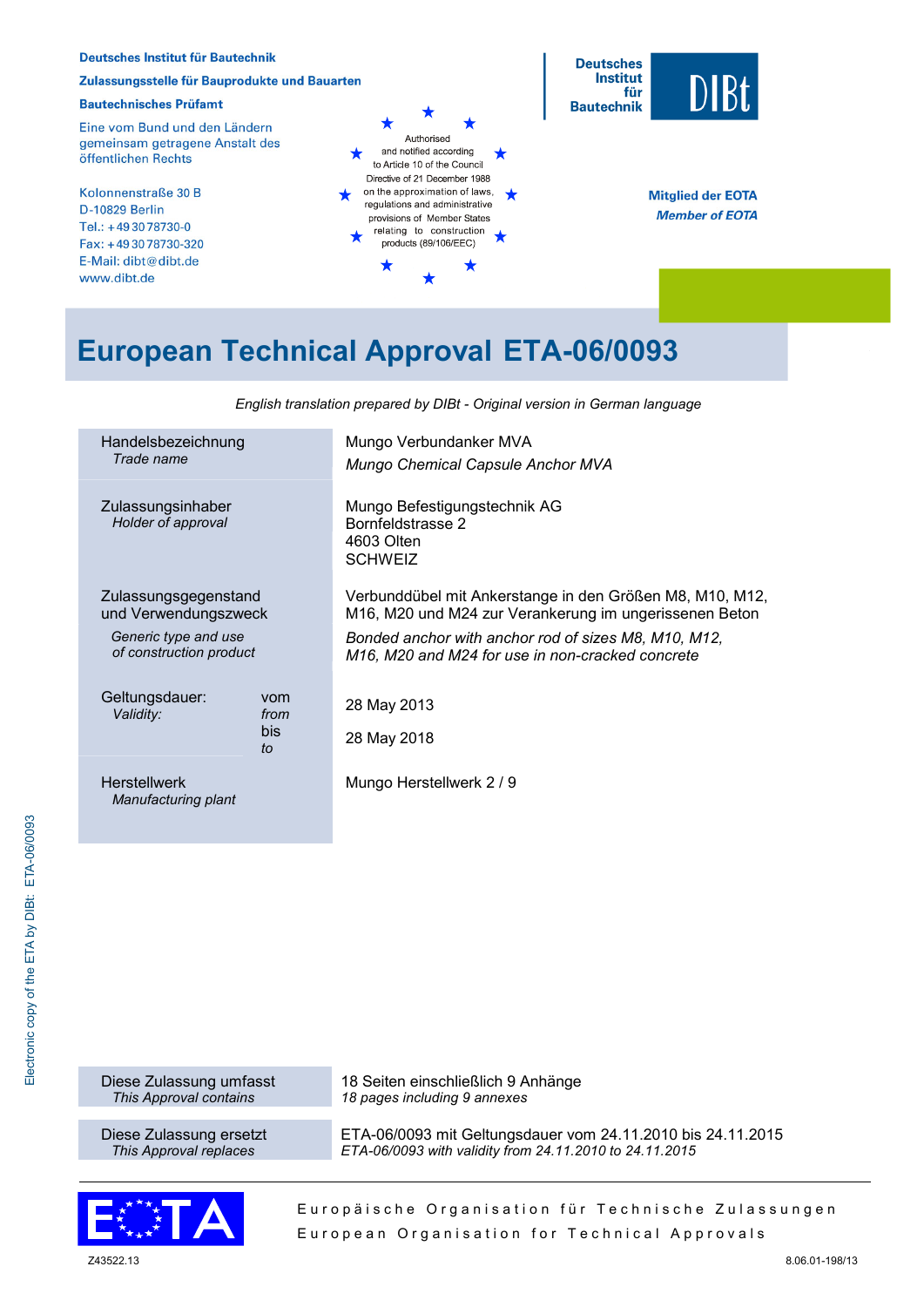**Deutsches Institut für Bautechnik**

**Zulassungsstelle für Bauprodukte und Bauarten**

**Bautechnisches Prüfamt**

Eine vom Bund und den Ländern gemeinsam getragene Anstalt des öffentlichen Rechts

Kolonnenstraße 30 B
D-10829 Berlin
Tel.: +49 30 78730-0
Fax: +49 30 78730-320
E-Mail: dibt@dibt.de
www.dibt.de

Authorised and notified according to Article 10 of the Council Directive of 21 December 1988 on the approximation of laws, regulations and administrative provisions of Member States relating to construction products (89/106/EEC)

**Deutsches Institut für Bautechnik** DIBt

**Mitglied der EOTA**
***Member of EOTA***

# European Technical Approval ETA-06/0093

*English translation prepared by DIBt - Original version in German language*

| | |
|---|---|
| Handelsbezeichnung<br>*Trade name* | Mungo Verbundanker MVA<br>*Mungo Chemical Capsule Anchor MVA* |
| Zulassungsinhaber<br>*Holder of approval* | Mungo Befestigungstechnik AG<br>Bornfeldstrasse 2<br>4603 Olten<br>SCHWEIZ |
| Zulassungsgegenstand und Verwendungszweck<br>*Generic type and use of construction product* | Verbunddübel mit Ankerstange in den Größen M8, M10, M12, M16, M20 und M24 zur Verankerung im ungerissenen Beton<br>*Bonded anchor with anchor rod of sizes M8, M10, M12, M16, M20 and M24 for use in non-cracked concrete* |
| Geltungsdauer: *Validity:* vom *from* | 28 May 2013 |
| bis *to* | 28 May 2018 |
| Herstellwerk<br>*Manufacturing plant* | Mungo Herstellwerk 2 / 9 |

| | |
|---|---|
| Diese Zulassung umfasst<br>*This Approval contains* | 18 Seiten einschließlich 9 Anhänge<br>*18 pages including 9 annexes* |
| Diese Zulassung ersetzt<br>*This Approval replaces* | ETA-06/0093 mit Geltungsdauer vom 24.11.2010 bis 24.11.2015<br>*ETA-06/0093 with validity from 24.11.2010 to 24.11.2015* |

EOTA

Europäische Organisation für Technische Zulassungen
European Organisation for Technical Approvals

Z43522.13 8.06.01-198/13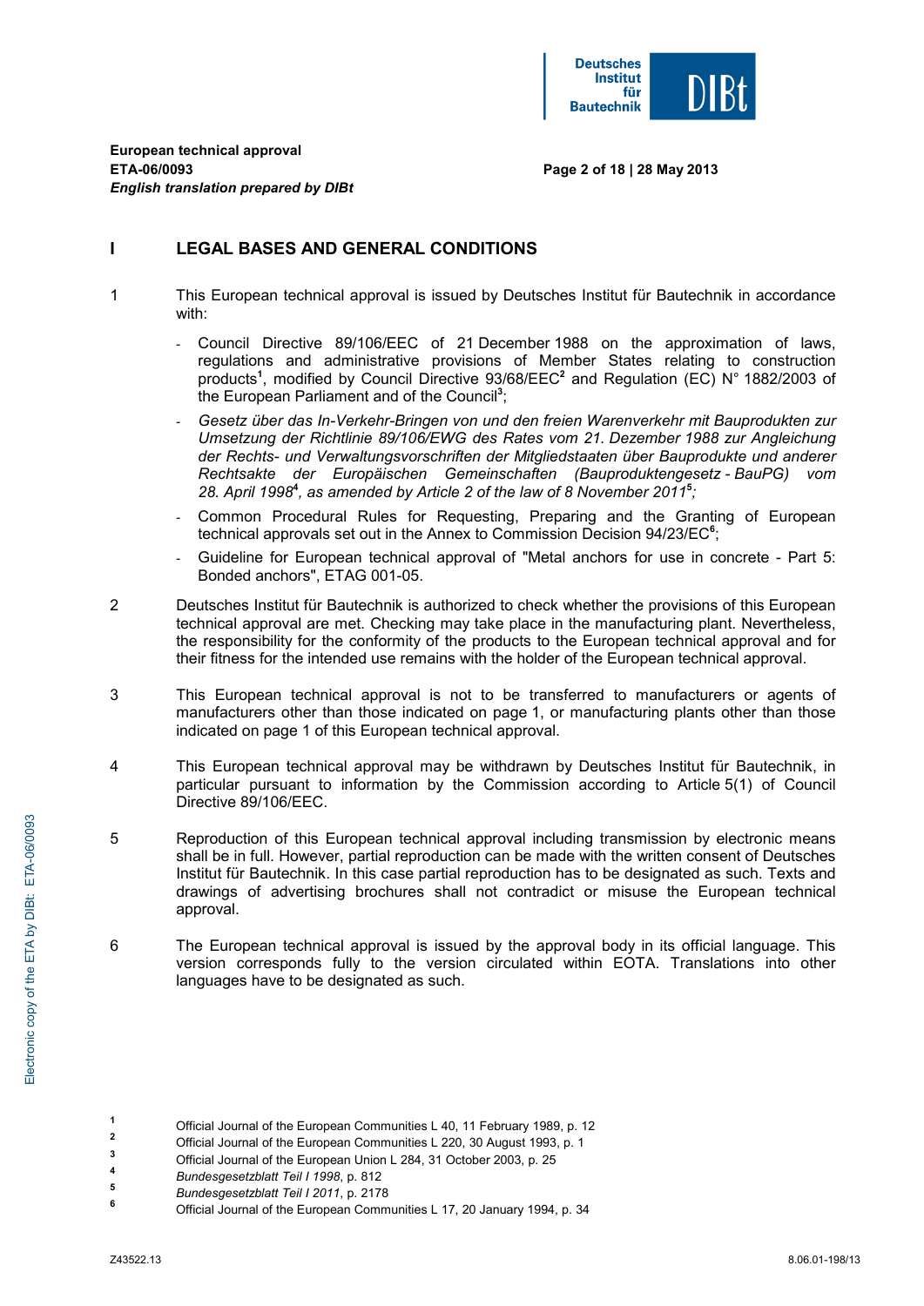# I LEGAL BASES AND GENERAL CONDITIONS

1. This European technical approval is issued by Deutsches Institut für Bautechnik in accordance with:

   - Council Directive 89/106/EEC of 21 December 1988 on the approximation of laws, regulations and administrative provisions of Member States relating to construction products[1], modified by Council Directive 93/68/EEC[2] and Regulation (EC) N° 1882/2003 of the European Parliament and of the Council[3];
   - *Gesetz über das In-Verkehr-Bringen von und den freien Warenverkehr mit Bauprodukten zur Umsetzung der Richtlinie 89/106/EWG des Rates vom 21. Dezember 1988 zur Angleichung der Rechts- und Verwaltungsvorschriften der Mitgliedstaaten über Bauprodukte und anderer Rechtsakte der Europäischen Gemeinschaften (Bauproduktengesetz - BauPG) vom 28. April 1998[4], as amended by Article 2 of the law of 8 November 2011[5];*
   - Common Procedural Rules for Requesting, Preparing and the Granting of European technical approvals set out in the Annex to Commission Decision 94/23/EC[6];
   - Guideline for European technical approval of "Metal anchors for use in concrete - Part 5: Bonded anchors", ETAG 001-05.

2. Deutsches Institut für Bautechnik is authorized to check whether the provisions of this European technical approval are met. Checking may take place in the manufacturing plant. Nevertheless, the responsibility for the conformity of the products to the European technical approval and for their fitness for the intended use remains with the holder of the European technical approval.

3. This European technical approval is not to be transferred to manufacturers or agents of manufacturers other than those indicated on page 1, or manufacturing plants other than those indicated on page 1 of this European technical approval.

4. This European technical approval may be withdrawn by Deutsches Institut für Bautechnik, in particular pursuant to information by the Commission according to Article 5(1) of Council Directive 89/106/EEC.

5. Reproduction of this European technical approval including transmission by electronic means shall be in full. However, partial reproduction can be made with the written consent of Deutsches Institut für Bautechnik. In this case partial reproduction has to be designated as such. Texts and drawings of advertising brochures shall not contradict or misuse the European technical approval.

6. The European technical approval is issued by the approval body in its official language. This version corresponds fully to the version circulated within EOTA. Translations into other languages have to be designated as such.

---

[1] Official Journal of the European Communities L 40, 11 February 1989, p. 12
[2] Official Journal of the European Communities L 220, 30 August 1993, p. 1
[3] Official Journal of the European Union L 284, 31 October 2003, p. 25
[4] *Bundesgesetzblatt Teil I 1998*, p. 812
[5] *Bundesgesetzblatt Teil I 2011*, p. 2178
[6] Official Journal of the European Communities L 17, 20 January 1994, p. 34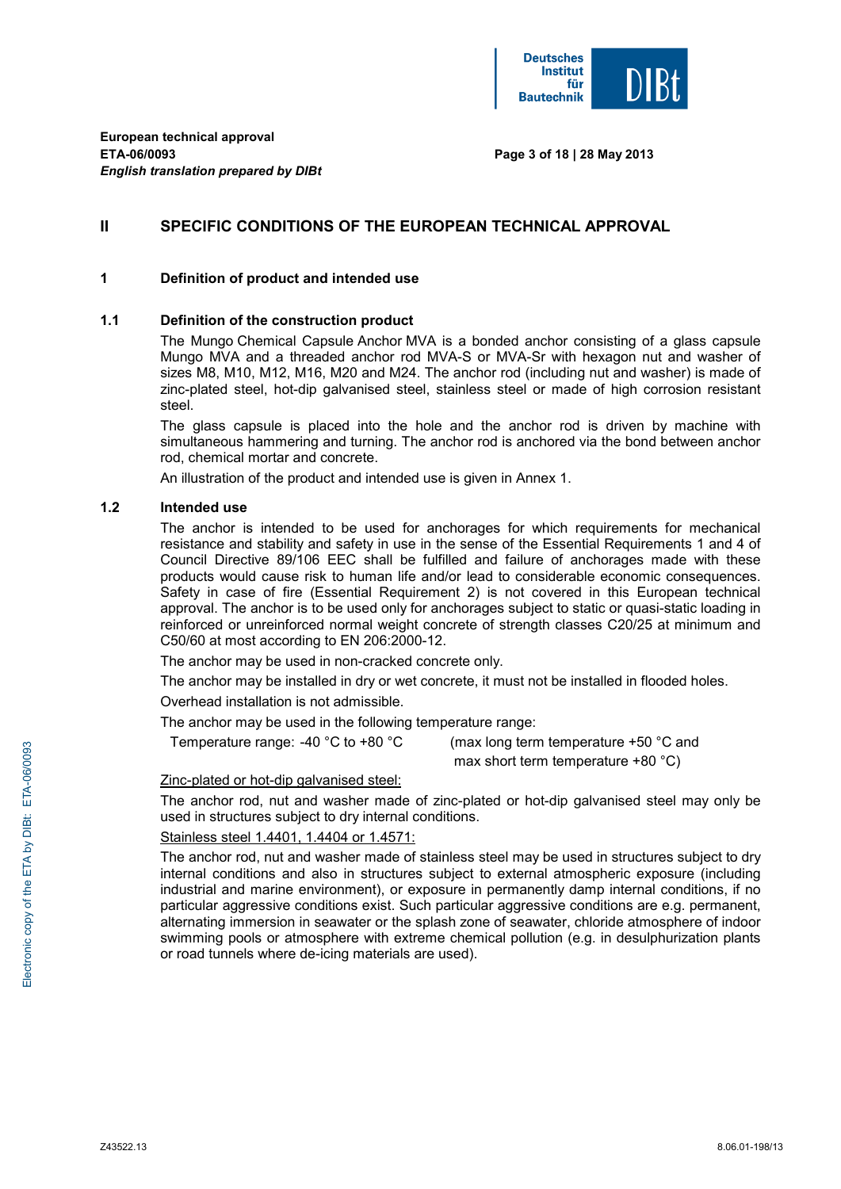## II SPECIFIC CONDITIONS OF THE EUROPEAN TECHNICAL APPROVAL

### 1 Definition of product and intended use

#### 1.1 Definition of the construction product

The Mungo Chemical Capsule Anchor MVA is a bonded anchor consisting of a glass capsule Mungo MVA and a threaded anchor rod MVA-S or MVA-Sr with hexagon nut and washer of sizes M8, M10, M12, M16, M20 and M24. The anchor rod (including nut and washer) is made of zinc-plated steel, hot-dip galvanised steel, stainless steel or made of high corrosion resistant steel.

The glass capsule is placed into the hole and the anchor rod is driven by machine with simultaneous hammering and turning. The anchor rod is anchored via the bond between anchor rod, chemical mortar and concrete.

An illustration of the product and intended use is given in Annex 1.

#### 1.2 Intended use

The anchor is intended to be used for anchorages for which requirements for mechanical resistance and stability and safety in use in the sense of the Essential Requirements 1 and 4 of Council Directive 89/106 EEC shall be fulfilled and failure of anchorages made with these products would cause risk to human life and/or lead to considerable economic consequences. Safety in case of fire (Essential Requirement 2) is not covered in this European technical approval. The anchor is to be used only for anchorages subject to static or quasi-static loading in reinforced or unreinforced normal weight concrete of strength classes C20/25 at minimum and C50/60 at most according to EN 206:2000-12.

The anchor may be used in non-cracked concrete only.

The anchor may be installed in dry or wet concrete, it must not be installed in flooded holes.

Overhead installation is not admissible.

The anchor may be used in the following temperature range:

Temperature range: -40 °C to +80 °C (max long term temperature +50 °C and max short term temperature +80 °C)

Zinc-plated or hot-dip galvanised steel:

The anchor rod, nut and washer made of zinc-plated or hot-dip galvanised steel may only be used in structures subject to dry internal conditions.

Stainless steel 1.4401, 1.4404 or 1.4571:

The anchor rod, nut and washer made of stainless steel may be used in structures subject to dry internal conditions and also in structures subject to external atmospheric exposure (including industrial and marine environment), or exposure in permanently damp internal conditions, if no particular aggressive conditions exist. Such particular aggressive conditions are e.g. permanent, alternating immersion in seawater or the splash zone of seawater, chloride atmosphere of indoor swimming pools or atmosphere with extreme chemical pollution (e.g. in desulphurization plants or road tunnels where de-icing materials are used).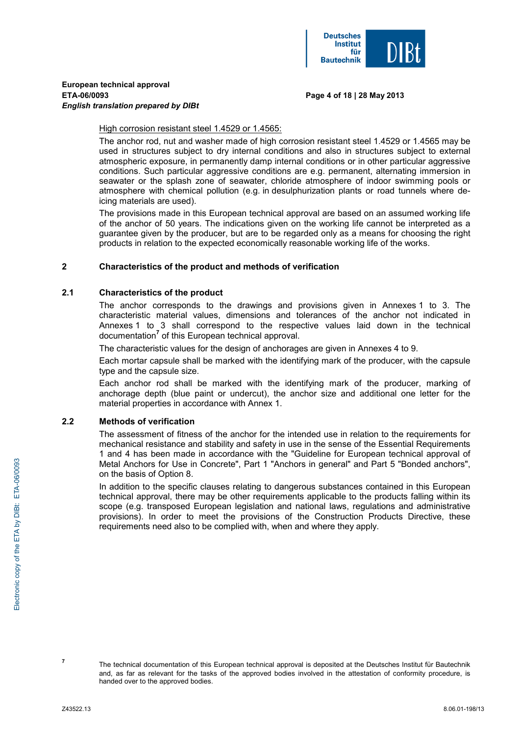High corrosion resistant steel 1.4529 or 1.4565:

The anchor rod, nut and washer made of high corrosion resistant steel 1.4529 or 1.4565 may be used in structures subject to dry internal conditions and also in structures subject to external atmospheric exposure, in permanently damp internal conditions or in other particular aggressive conditions. Such particular aggressive conditions are e.g. permanent, alternating immersion in seawater or the splash zone of seawater, chloride atmosphere of indoor swimming pools or atmosphere with chemical pollution (e.g. in desulphurization plants or road tunnels where de-icing materials are used).

The provisions made in this European technical approval are based on an assumed working life of the anchor of 50 years. The indications given on the working life cannot be interpreted as a guarantee given by the producer, but are to be regarded only as a means for choosing the right products in relation to the expected economically reasonable working life of the works.

## 2 Characteristics of the product and methods of verification

### 2.1 Characteristics of the product

The anchor corresponds to the drawings and provisions given in Annexes 1 to 3. The characteristic material values, dimensions and tolerances of the anchor not indicated in Annexes 1 to 3 shall correspond to the respective values laid down in the technical documentation[7] of this European technical approval.

The characteristic values for the design of anchorages are given in Annexes 4 to 9.

Each mortar capsule shall be marked with the identifying mark of the producer, with the capsule type and the capsule size.

Each anchor rod shall be marked with the identifying mark of the producer, marking of anchorage depth (blue paint or undercut), the anchor size and additional one letter for the material properties in accordance with Annex 1.

### 2.2 Methods of verification

The assessment of fitness of the anchor for the intended use in relation to the requirements for mechanical resistance and stability and safety in use in the sense of the Essential Requirements 1 and 4 has been made in accordance with the "Guideline for European technical approval of Metal Anchors for Use in Concrete", Part 1 "Anchors in general" and Part 5 "Bonded anchors", on the basis of Option 8.

In addition to the specific clauses relating to dangerous substances contained in this European technical approval, there may be other requirements applicable to the products falling within its scope (e.g. transposed European legislation and national laws, regulations and administrative provisions). In order to meet the provisions of the Construction Products Directive, these requirements need also to be complied with, when and where they apply.

[7] The technical documentation of this European technical approval is deposited at the Deutsches Institut für Bautechnik and, as far as relevant for the tasks of the approved bodies involved in the attestation of conformity procedure, is handed over to the approved bodies.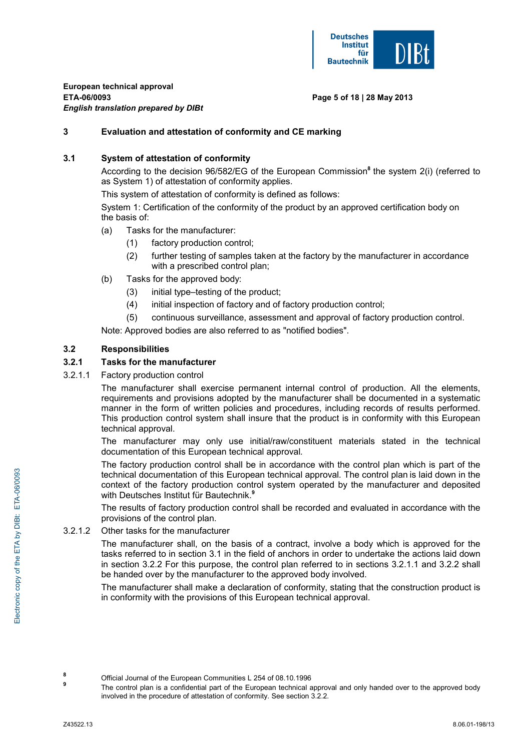## 3 Evaluation and attestation of conformity and CE marking

### 3.1 System of attestation of conformity

According to the decision 96/582/EG of the European Commission[8] the system 2(i) (referred to as System 1) of attestation of conformity applies.

This system of attestation of conformity is defined as follows:

System 1: Certification of the conformity of the product by an approved certification body on the basis of:

(a) Tasks for the manufacturer:

(1) factory production control;

(2) further testing of samples taken at the factory by the manufacturer in accordance with a prescribed control plan;

(b) Tasks for the approved body:

(3) initial type–testing of the product;

(4) initial inspection of factory and of factory production control;

(5) continuous surveillance, assessment and approval of factory production control.

Note: Approved bodies are also referred to as "notified bodies".

### 3.2 Responsibilities

#### 3.2.1 Tasks for the manufacturer

3.2.1.1 Factory production control

The manufacturer shall exercise permanent internal control of production. All the elements, requirements and provisions adopted by the manufacturer shall be documented in a systematic manner in the form of written policies and procedures, including records of results performed. This production control system shall insure that the product is in conformity with this European technical approval.

The manufacturer may only use initial/raw/constituent materials stated in the technical documentation of this European technical approval.

The factory production control shall be in accordance with the control plan which is part of the technical documentation of this European technical approval. The control plan is laid down in the context of the factory production control system operated by the manufacturer and deposited with Deutsches Institut für Bautechnik.[9]

The results of factory production control shall be recorded and evaluated in accordance with the provisions of the control plan.

3.2.1.2 Other tasks for the manufacturer

The manufacturer shall, on the basis of a contract, involve a body which is approved for the tasks referred to in section 3.1 in the field of anchors in order to undertake the actions laid down in section 3.2.2 For this purpose, the control plan referred to in sections 3.2.1.1 and 3.2.2 shall be handed over by the manufacturer to the approved body involved.

The manufacturer shall make a declaration of conformity, stating that the construction product is in conformity with the provisions of this European technical approval.

---

[8] Official Journal of the European Communities L 254 of 08.10.1996

[9] The control plan is a confidential part of the European technical approval and only handed over to the approved body involved in the procedure of attestation of conformity. See section 3.2.2.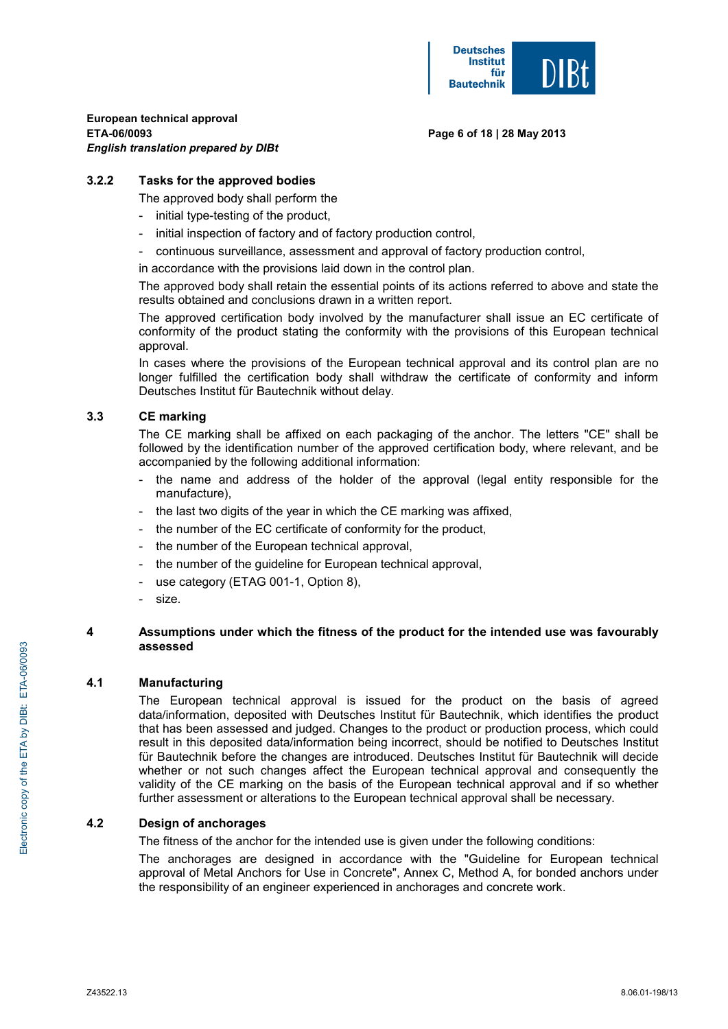### 3.2.2 Tasks for the approved bodies

The approved body shall perform the

- initial type-testing of the product,
- initial inspection of factory and of factory production control,
- continuous surveillance, assessment and approval of factory production control,

in accordance with the provisions laid down in the control plan.

The approved body shall retain the essential points of its actions referred to above and state the results obtained and conclusions drawn in a written report.

The approved certification body involved by the manufacturer shall issue an EC certificate of conformity of the product stating the conformity with the provisions of this European technical approval.

In cases where the provisions of the European technical approval and its control plan are no longer fulfilled the certification body shall withdraw the certificate of conformity and inform Deutsches Institut für Bautechnik without delay.

## 3.3 CE marking

The CE marking shall be affixed on each packaging of the anchor. The letters "CE" shall be followed by the identification number of the approved certification body, where relevant, and be accompanied by the following additional information:

- the name and address of the holder of the approval (legal entity responsible for the manufacture),
- the last two digits of the year in which the CE marking was affixed,
- the number of the EC certificate of conformity for the product,
- the number of the European technical approval,
- the number of the guideline for European technical approval,
- use category (ETAG 001-1, Option 8),
- size.

# 4 Assumptions under which the fitness of the product for the intended use was favourably assessed

## 4.1 Manufacturing

The European technical approval is issued for the product on the basis of agreed data/information, deposited with Deutsches Institut für Bautechnik, which identifies the product that has been assessed and judged. Changes to the product or production process, which could result in this deposited data/information being incorrect, should be notified to Deutsches Institut für Bautechnik before the changes are introduced. Deutsches Institut für Bautechnik will decide whether or not such changes affect the European technical approval and consequently the validity of the CE marking on the basis of the European technical approval and if so whether further assessment or alterations to the European technical approval shall be necessary.

## 4.2 Design of anchorages

The fitness of the anchor for the intended use is given under the following conditions:

The anchorages are designed in accordance with the "Guideline for European technical approval of Metal Anchors for Use in Concrete", Annex C, Method A, for bonded anchors under the responsibility of an engineer experienced in anchorages and concrete work.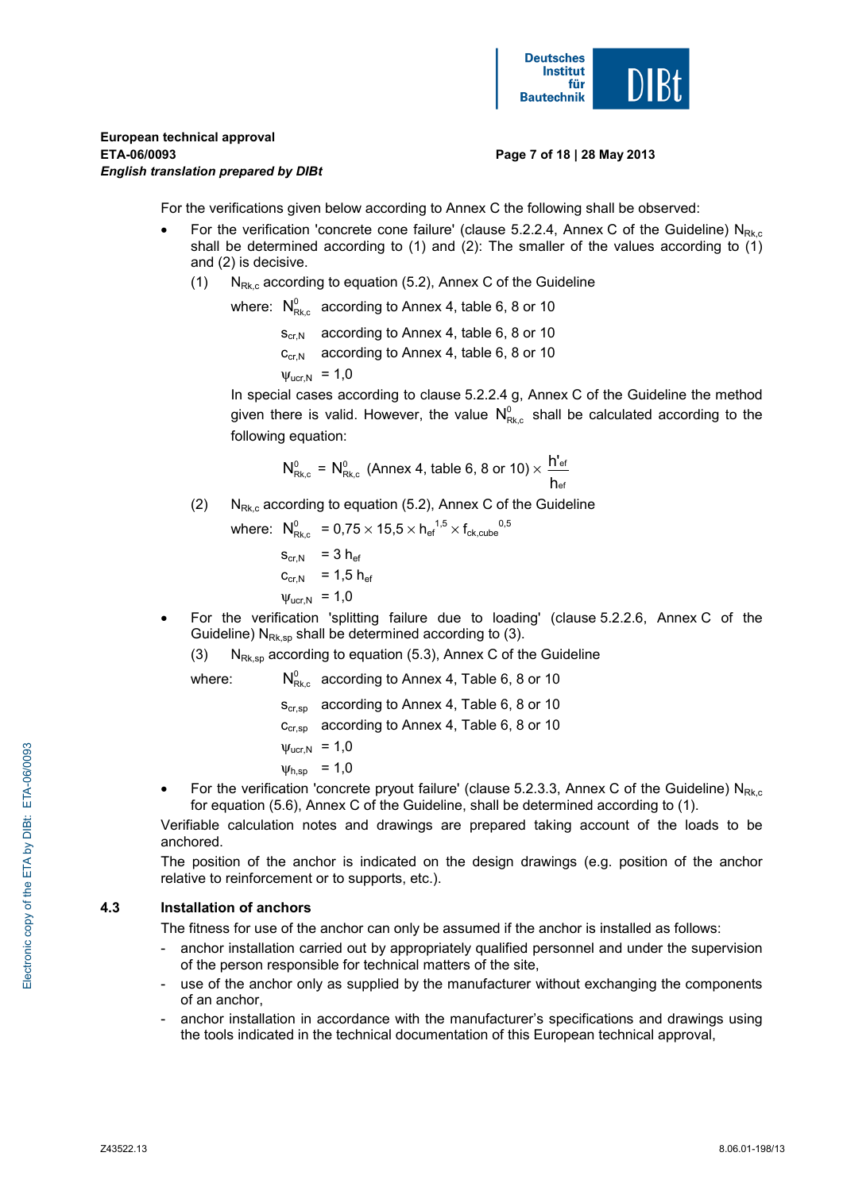For the verifications given below according to Annex C the following shall be observed:

- For the verification 'concrete cone failure' (clause 5.2.2.4, Annex C of the Guideline) $N_{Rk,c}$ shall be determined according to (1) and (2): The smaller of the values according to (1) and (2) is decisive.

  (1) $N_{Rk,c}$ according to equation (5.2), Annex C of the Guideline

  where: $N^0_{Rk,c}$ according to Annex 4, table 6, 8 or 10

  $s_{cr,N}$ according to Annex 4, table 6, 8 or 10

  $c_{cr,N}$ according to Annex 4, table 6, 8 or 10

  $\psi_{ucr,N}$ = 1,0

  In special cases according to clause 5.2.2.4 g, Annex C of the Guideline the method given there is valid. However, the value $N^0_{Rk,c}$ shall be calculated according to the following equation:

  $$N^0_{Rk,c} = N^0_{Rk,c} \text{ (Annex 4, table 6, 8 or 10)} \times \frac{h'_{ef}}{h_{ef}}$$

  (2) $N_{Rk,c}$ according to equation (5.2), Annex C of the Guideline

  where: $N^0_{Rk,c} = 0{,}75 \times 15{,}5 \times h_{ef}^{\,1,5} \times f_{ck,cube}^{\,0,5}$

  $s_{cr,N} = 3\ h_{ef}$

  $c_{cr,N} = 1{,}5\ h_{ef}$

  $\psi_{ucr,N}$ = 1,0

- For the verification 'splitting failure due to loading' (clause 5.2.2.6, Annex C of the Guideline) $N_{Rk,sp}$ shall be determined according to (3).

  (3) $N_{Rk,sp}$ according to equation (5.3), Annex C of the Guideline

  where: $N^0_{Rk,c}$ according to Annex 4, Table 6, 8 or 10

  $s_{cr,sp}$ according to Annex 4, Table 6, 8 or 10

  $c_{cr,sp}$ according to Annex 4, Table 6, 8 or 10

  $\psi_{ucr,N}$ = 1,0

  $\psi_{h,sp}$ = 1,0

- For the verification 'concrete pryout failure' (clause 5.2.3.3, Annex C of the Guideline) $N_{Rk,c}$ for equation (5.6), Annex C of the Guideline, shall be determined according to (1).

Verifiable calculation notes and drawings are prepared taking account of the loads to be anchored.

The position of the anchor is indicated on the design drawings (e.g. position of the anchor relative to reinforcement or to supports, etc.).

## 4.3 Installation of anchors

The fitness for use of the anchor can only be assumed if the anchor is installed as follows:

- anchor installation carried out by appropriately qualified personnel and under the supervision of the person responsible for technical matters of the site,
- use of the anchor only as supplied by the manufacturer without exchanging the components of an anchor,
- anchor installation in accordance with the manufacturer's specifications and drawings using the tools indicated in the technical documentation of this European technical approval,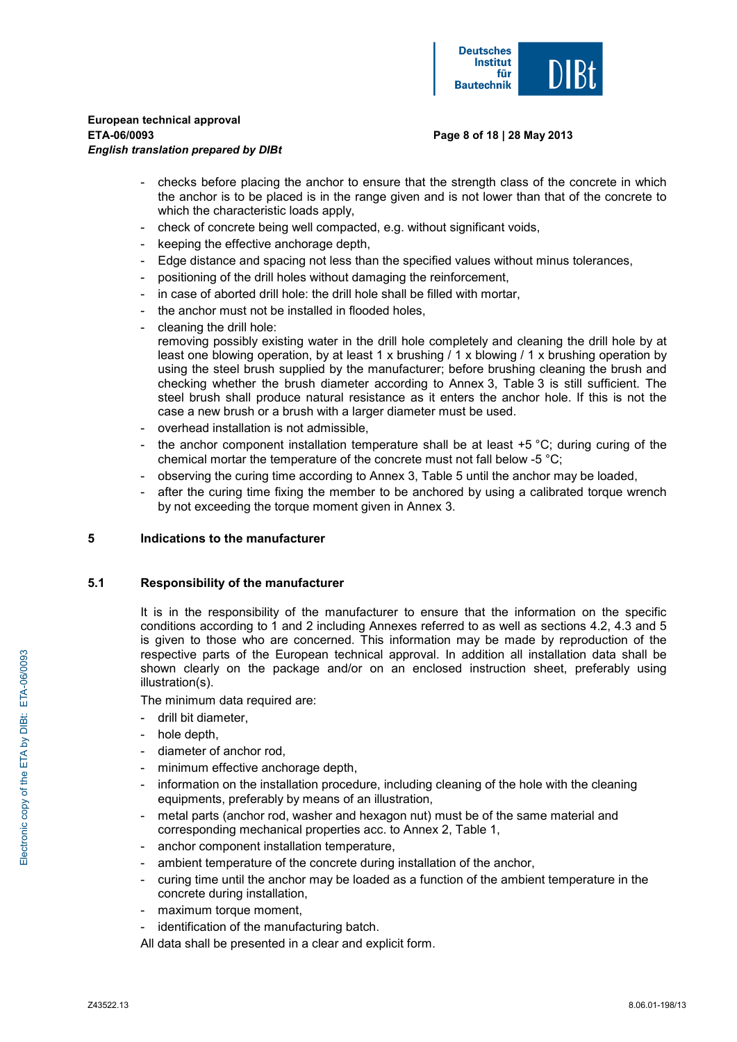- checks before placing the anchor to ensure that the strength class of the concrete in which the anchor is to be placed is in the range given and is not lower than that of the concrete to which the characteristic loads apply,
- check of concrete being well compacted, e.g. without significant voids,
- keeping the effective anchorage depth,
- Edge distance and spacing not less than the specified values without minus tolerances,
- positioning of the drill holes without damaging the reinforcement,
- in case of aborted drill hole: the drill hole shall be filled with mortar,
- the anchor must not be installed in flooded holes,
- cleaning the drill hole:
  removing possibly existing water in the drill hole completely and cleaning the drill hole by at least one blowing operation, by at least 1 x brushing / 1 x blowing / 1 x brushing operation by using the steel brush supplied by the manufacturer; before brushing cleaning the brush and checking whether the brush diameter according to Annex 3, Table 3 is still sufficient. The steel brush shall produce natural resistance as it enters the anchor hole. If this is not the case a new brush or a brush with a larger diameter must be used.
- overhead installation is not admissible,
- the anchor component installation temperature shall be at least +5 °C; during curing of the chemical mortar the temperature of the concrete must not fall below -5 °C;
- observing the curing time according to Annex 3, Table 5 until the anchor may be loaded,
- after the curing time fixing the member to be anchored by using a calibrated torque wrench by not exceeding the torque moment given in Annex 3.

## 5 Indications to the manufacturer

### 5.1 Responsibility of the manufacturer

It is in the responsibility of the manufacturer to ensure that the information on the specific conditions according to 1 and 2 including Annexes referred to as well as sections 4.2, 4.3 and 5 is given to those who are concerned. This information may be made by reproduction of the respective parts of the European technical approval. In addition all installation data shall be shown clearly on the package and/or on an enclosed instruction sheet, preferably using illustration(s).

The minimum data required are:

- drill bit diameter,
- hole depth,
- diameter of anchor rod,
- minimum effective anchorage depth,
- information on the installation procedure, including cleaning of the hole with the cleaning equipments, preferably by means of an illustration,
- metal parts (anchor rod, washer and hexagon nut) must be of the same material and corresponding mechanical properties acc. to Annex 2, Table 1,
- anchor component installation temperature,
- ambient temperature of the concrete during installation of the anchor,
- curing time until the anchor may be loaded as a function of the ambient temperature in the concrete during installation,
- maximum torque moment,
- identification of the manufacturing batch.

All data shall be presented in a clear and explicit form.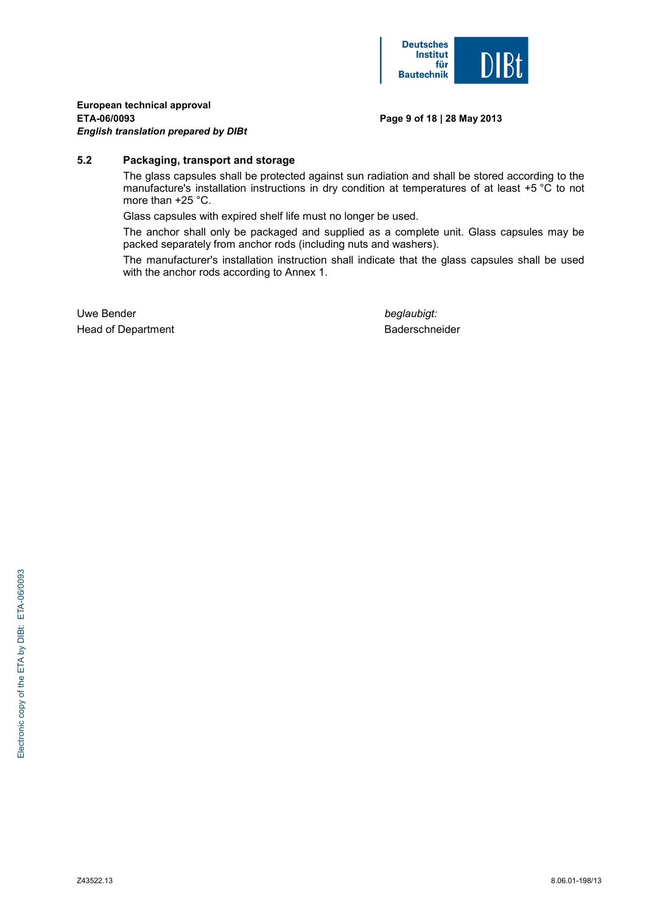### 5.2 Packaging, transport and storage

The glass capsules shall be protected against sun radiation and shall be stored according to the manufacture's installation instructions in dry condition at temperatures of at least +5 °C to not more than +25 °C.

Glass capsules with expired shelf life must no longer be used.

The anchor shall only be packaged and supplied as a complete unit. Glass capsules may be packed separately from anchor rods (including nuts and washers).

The manufacturer's installation instruction shall indicate that the glass capsules shall be used with the anchor rods according to Annex 1.

Uwe Bender
Head of Department

*beglaubigt:*
Baderschneider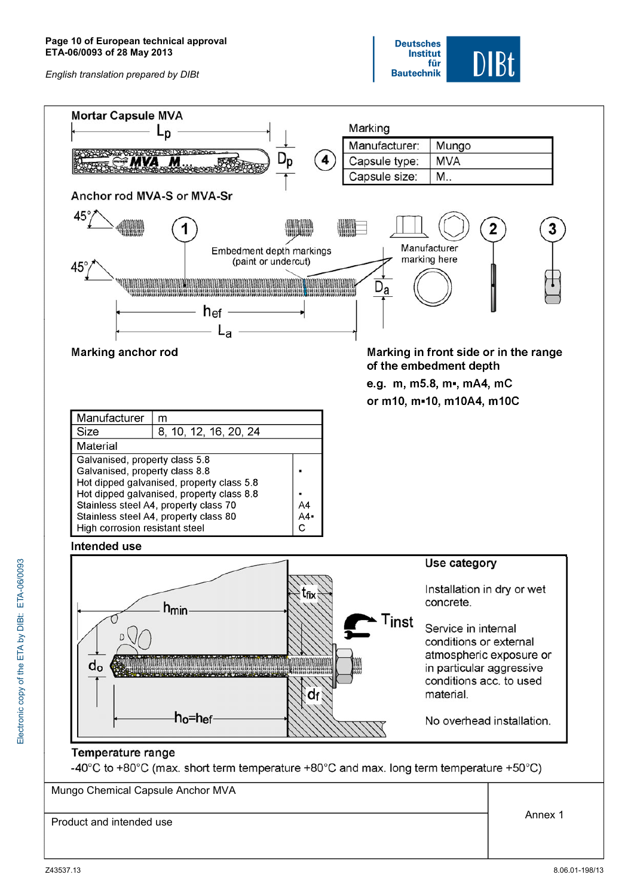## Mortar Capsule MVA

$L_p$ $D_p$ ④

| Marking | |
|---|---|
| Manufacturer: | Mungo |
| Capsule type: | MVA |
| Capsule size: | M.. |

## Anchor rod MVA-S or MVA-Sr

45° ① Embedment depth markings (paint or undercut) Manufacturer marking here ② ③

$h_{ef}$ $L_a$ $D_a$

**Marking anchor rod**

**Marking in front side or in the range of the embedment depth**

**e.g. m, m5.8, m▪, mA4, mC**

**or m10, m▪10, m10A4, m10C**

| Manufacturer | m |
|---|---|
| Size | 8, 10, 12, 16, 20, 24 |
| **Material** | |
| Galvanised, property class 5.8 | |
| Galvanised, property class 8.8 | ▪ |
| Hot dipped galvanised, property class 5.8 | |
| Hot dipped galvanised, property class 8.8 | ▪ |
| Stainless steel A4, property class 70 | A4 |
| Stainless steel A4, property class 80 | A4▪ |
| High corrosion resistant steel | C |

**Intended use**

$h_{min}$ $t_{fix}$ $T_{inst}$ $d_0$ $d_f$ $h_0=h_{ef}$

**Use category**

Installation in dry or wet concrete.

Service in internal conditions or external atmospheric exposure or in particular aggressive conditions acc. to used material.

No overhead installation.

**Temperature range**

-40°C to +80°C (max. short term temperature +80°C and max. long term temperature +50°C)

| Mungo Chemical Capsule Anchor MVA | Annex 1 |
|---|---|
| Product and intended use | |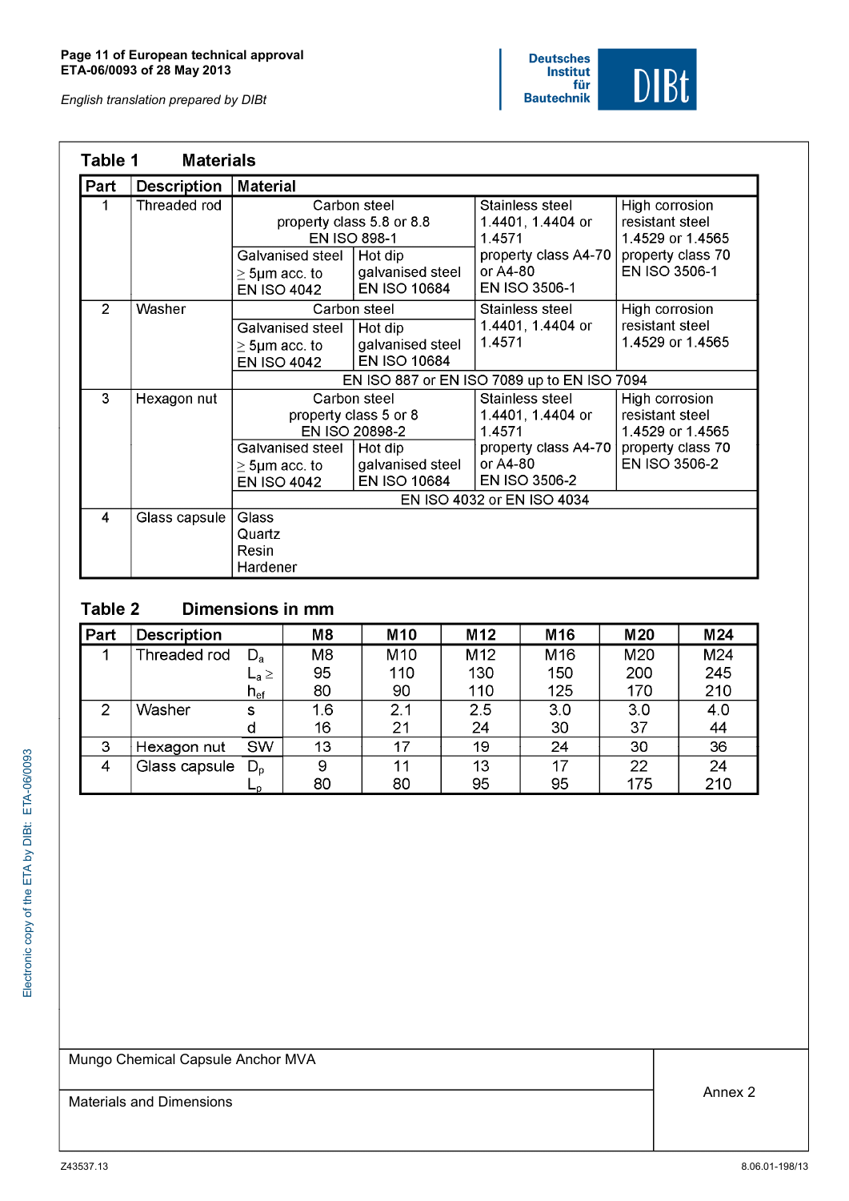## Table 1 Materials

| Part | Description | Material | | | |
|---|---|---|---|---|---|
| 1 | Threaded rod | Carbon steel property class 5.8 or 8.8 EN ISO 898-1 | | Stainless steel 1.4401, 1.4404 or 1.4571 property class A4-70 or A4-80 EN ISO 3506-1 | High corrosion resistant steel 1.4529 or 1.4565 property class 70 EN ISO 3506-1 |
| | | Galvanised steel ≥ 5µm acc. to EN ISO 4042 | Hot dip galvanised steel EN ISO 10684 | | |
| 2 | Washer | Carbon steel | | Stainless steel 1.4401, 1.4404 or 1.4571 | High corrosion resistant steel 1.4529 or 1.4565 |
| | | Galvanised steel ≥ 5µm acc. to EN ISO 4042 | Hot dip galvanised steel EN ISO 10684 | | |
| | | EN ISO 887 or EN ISO 7089 up to EN ISO 7094 | | | |
| 3 | Hexagon nut | Carbon steel property class 5 or 8 EN ISO 20898-2 | | Stainless steel 1.4401, 1.4404 or 1.4571 property class A4-70 or A4-80 EN ISO 3506-2 | High corrosion resistant steel 1.4529 or 1.4565 property class 70 EN ISO 3506-2 |
| | | Galvanised steel ≥ 5µm acc. to EN ISO 4042 | Hot dip galvanised steel EN ISO 10684 | | |
| | | EN ISO 4032 or EN ISO 4034 | | | |
| 4 | Glass capsule | Glass<br>Quartz<br>Resin<br>Hardener | | | |

## Table 2 Dimensions in mm

| Part | Description | | M8 | M10 | M12 | M16 | M20 | M24 |
|---|---|---|---|---|---|---|---|---|
| 1 | Threaded rod | $D_a$ | M8 | M10 | M12 | M16 | M20 | M24 |
| | | $L_a \geq$ | 95 | 110 | 130 | 150 | 200 | 245 |
| | | $h_{ef}$ | 80 | 90 | 110 | 125 | 170 | 210 |
| 2 | Washer | s | 1.6 | 2.1 | 2.5 | 3.0 | 3.0 | 4.0 |
| | | d | 16 | 21 | 24 | 30 | 37 | 44 |
| 3 | Hexagon nut | SW | 13 | 17 | 19 | 24 | 30 | 36 |
| 4 | Glass capsule | $D_p$ | 9 | 11 | 13 | 17 | 22 | 24 |
| | | $L_p$ | 80 | 80 | 95 | 95 | 175 | 210 |

| Mungo Chemical Capsule Anchor MVA | Annex 2 |
|---|---|
| Materials and Dimensions | |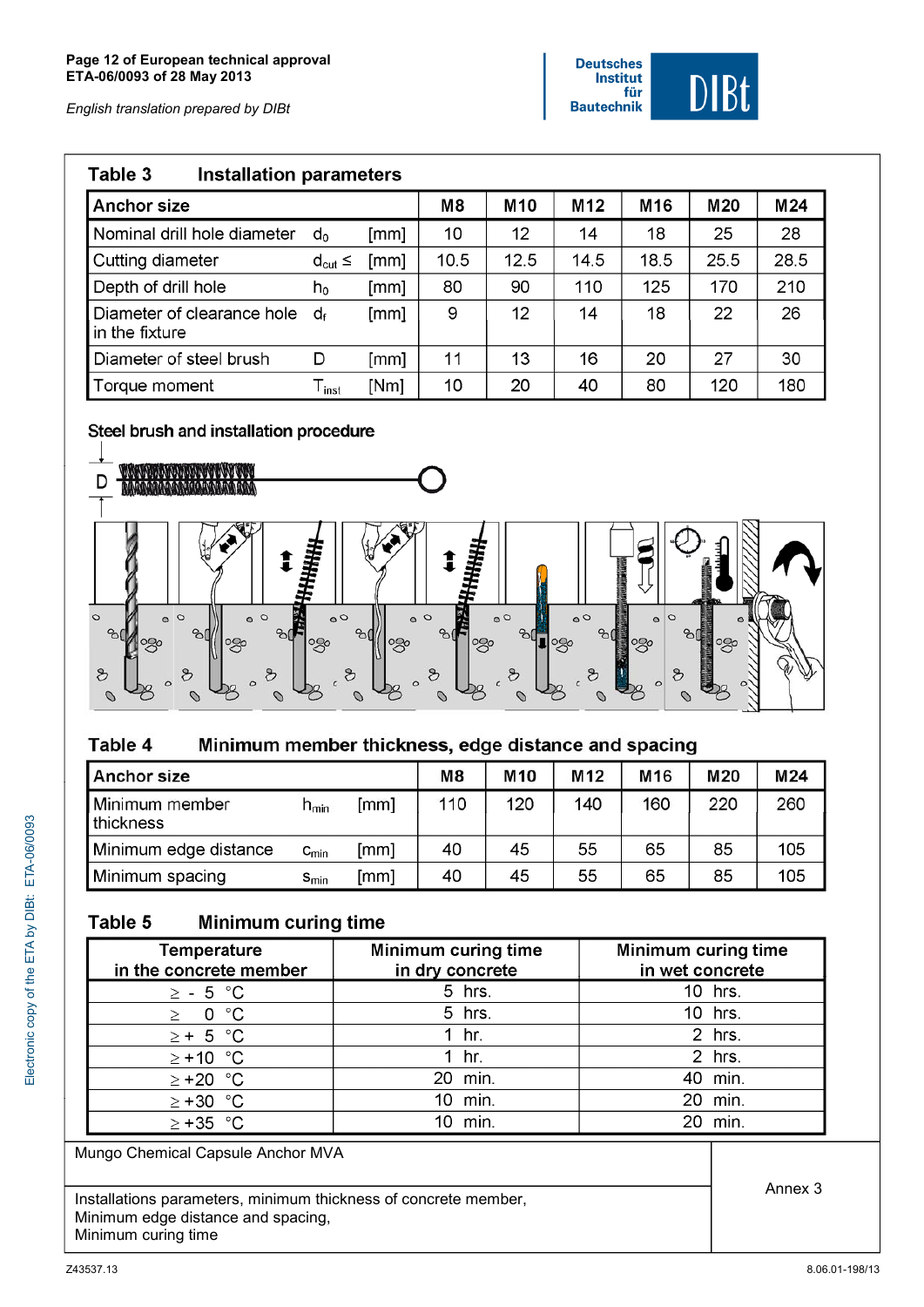## Table 3 Installation parameters

| Anchor size | | | M8 | M10 | M12 | M16 | M20 | M24 |
|---|---|---|---|---|---|---|---|---|
| Nominal drill hole diameter | $d_0$ | [mm] | 10 | 12 | 14 | 18 | 25 | 28 |
| Cutting diameter | $d_{cut} \leq$ | [mm] | 10.5 | 12.5 | 14.5 | 18.5 | 25.5 | 28.5 |
| Depth of drill hole | $h_0$ | [mm] | 80 | 90 | 110 | 125 | 170 | 210 |
| Diameter of clearance hole in the fixture | $d_f$ | [mm] | 9 | 12 | 14 | 18 | 22 | 26 |
| Diameter of steel brush | D | [mm] | 11 | 13 | 16 | 20 | 27 | 30 |
| Torque moment | $T_{inst}$ | [Nm] | 10 | 20 | 40 | 80 | 120 | 180 |

Steel brush and installation procedure

## Table 4 Minimum member thickness, edge distance and spacing

| Anchor size | | | M8 | M10 | M12 | M16 | M20 | M24 |
|---|---|---|---|---|---|---|---|---|
| Minimum member thickness | $h_{min}$ | [mm] | 110 | 120 | 140 | 160 | 220 | 260 |
| Minimum edge distance | $c_{min}$ | [mm] | 40 | 45 | 55 | 65 | 85 | 105 |
| Minimum spacing | $s_{min}$ | [mm] | 40 | 45 | 55 | 65 | 85 | 105 |

## Table 5 Minimum curing time

| Temperature in the concrete member | Minimum curing time in dry concrete | Minimum curing time in wet concrete |
|---|---|---|
| ≥ - 5 °C | 5 hrs. | 10 hrs. |
| ≥ 0 °C | 5 hrs. | 10 hrs. |
| ≥ + 5 °C | 1 hr. | 2 hrs. |
| ≥ +10 °C | 1 hr. | 2 hrs. |
| ≥ +20 °C | 20 min. | 40 min. |
| ≥ +30 °C | 10 min. | 20 min. |
| ≥ +35 °C | 10 min. | 20 min. |

Mungo Chemical Capsule Anchor MVA

Installations parameters, minimum thickness of concrete member,
Minimum edge distance and spacing,
Minimum curing time

Annex 3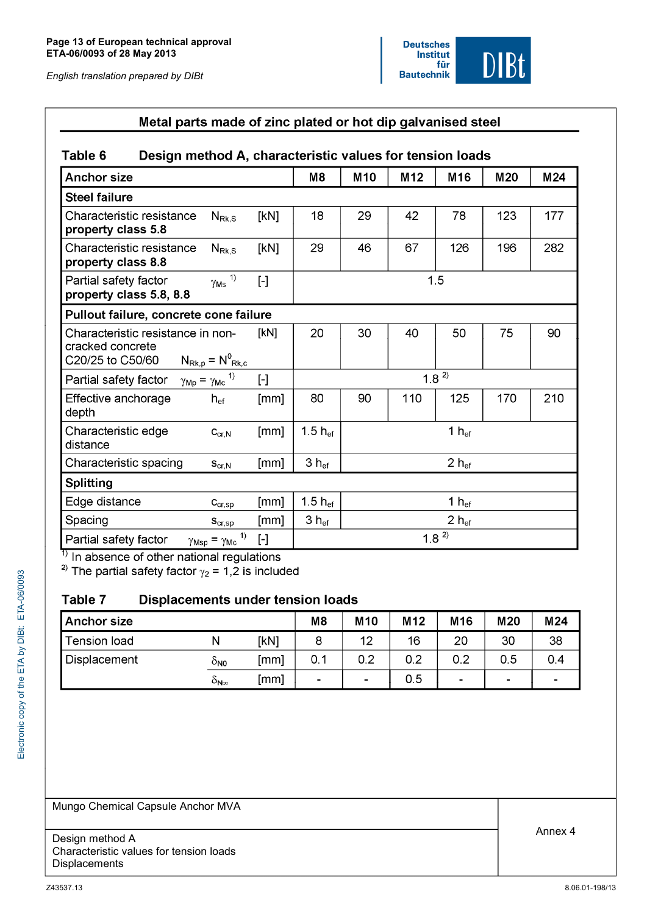## Metal parts made of zinc plated or hot dip galvanised steel

### Table 6 Design method A, characteristic values for tension loads

| Anchor size | | | M8 | M10 | M12 | M16 | M20 | M24 |
|---|---|---|---|---|---|---|---|---|
| **Steel failure** | | | | | | | | |
| Characteristic resistance **property class 5.8** | $N_{Rk,S}$ | [kN] | 18 | 29 | 42 | 78 | 123 | 177 |
| Characteristic resistance **property class 8.8** | $N_{Rk,S}$ | [kN] | 29 | 46 | 67 | 126 | 196 | 282 |
| Partial safety factor **property class 5.8, 8.8** | $\gamma_{Ms}$ [1] | [-] | 1.5 | | | | | |
| **Pullout failure, concrete cone failure** | | | | | | | | |
| Characteristic resistance in non-cracked concrete C20/25 to C50/60 | $N_{Rk,p} = N^0_{Rk,c}$ | [kN] | 20 | 30 | 40 | 50 | 75 | 90 |
| Partial safety factor | $\gamma_{Mp} = \gamma_{Mc}$ [1] | [-] | 1.8 [2] | | | | | |
| Effective anchorage depth | $h_{ef}$ | [mm] | 80 | 90 | 110 | 125 | 170 | 210 |
| Characteristic edge distance | $c_{cr,N}$ | [mm] | 1.5 $h_{ef}$ | 1 $h_{ef}$ | | | | |
| Characteristic spacing | $s_{cr,N}$ | [mm] | 3 $h_{ef}$ | 2 $h_{ef}$ | | | | |
| **Splitting** | | | | | | | | |
| Edge distance | $c_{cr,sp}$ | [mm] | 1.5 $h_{ef}$ | 1 $h_{ef}$ | | | | |
| Spacing | $s_{cr,sp}$ | [mm] | 3 $h_{ef}$ | 2 $h_{ef}$ | | | | |
| Partial safety factor | $\gamma_{Msp} = \gamma_{Mc}$ [1] | [-] | 1.8 [2] | | | | | |

[1] In absence of other national regulations

[2] The partial safety factor $\gamma_2$ = 1,2 is included

### Table 7 Displacements under tension loads

| Anchor size | | | M8 | M10 | M12 | M16 | M20 | M24 |
|---|---|---|---|---|---|---|---|---|
| Tension load | N | [kN] | 8 | 12 | 16 | 20 | 30 | 38 |
| Displacement | $\delta_{N0}$ | [mm] | 0.1 | 0.2 | 0.2 | 0.2 | 0.5 | 0.4 |
| | $\delta_{N\infty}$ | [mm] | - | - | 0.5 | - | - | - |

Mungo Chemical Capsule Anchor MVA

Design method A
Characteristic values for tension loads
Displacements

Annex 4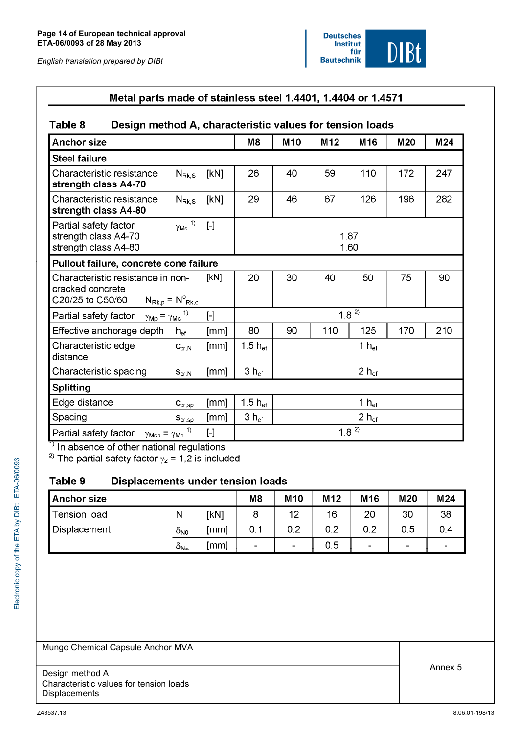**Metal parts made of stainless steel 1.4401, 1.4404 or 1.4571**

**Table 8 Design method A, characteristic values for tension loads**

| Anchor size | | | M8 | M10 | M12 | M16 | M20 | M24 |
|---|---|---|---|---|---|---|---|---|
| **Steel failure** | | | | | | | | |
| Characteristic resistance strength class A4-70 | $N_{Rk,s}$ | [kN] | 26 | 40 | 59 | 110 | 172 | 247 |
| Characteristic resistance strength class A4-80 | $N_{Rk,s}$ | [kN] | 29 | 46 | 67 | 126 | 196 | 282 |
| Partial safety factor strength class A4-70 | $\gamma_{Ms}$ [1] | [-] | 1.87 | | | | | |
| Partial safety factor strength class A4-80 | $\gamma_{Ms}$ [1] | [-] | 1.60 | | | | | |
| **Pullout failure, concrete cone failure** | | | | | | | | |
| Characteristic resistance in non-cracked concrete C20/25 to C50/60 | $N_{Rk,p} = N^0_{Rk,c}$ | [kN] | 20 | 30 | 40 | 50 | 75 | 90 |
| Partial safety factor | $\gamma_{Mp} = \gamma_{Mc}$ [1] | [-] | 1.8 [2] | | | | | |
| Effective anchorage depth | $h_{ef}$ | [mm] | 80 | 90 | 110 | 125 | 170 | 210 |
| Characteristic edge distance | $c_{cr,N}$ | [mm] | 1.5 $h_{ef}$ | 1 $h_{ef}$ | | | | |
| Characteristic spacing | $s_{cr,N}$ | [mm] | 3 $h_{ef}$ | 2 $h_{ef}$ | | | | |
| **Splitting** | | | | | | | | |
| Edge distance | $c_{cr,sp}$ | [mm] | 1.5 $h_{ef}$ | 1 $h_{ef}$ | | | | |
| Spacing | $s_{cr,sp}$ | [mm] | 3 $h_{ef}$ | 2 $h_{ef}$ | | | | |
| Partial safety factor | $\gamma_{Msp} = \gamma_{Mc}$ [1] | [-] | 1.8 [2] | | | | | |

[1] In absence of other national regulations

[2] The partial safety factor $\gamma_2$ = 1,2 is included

**Table 9 Displacements under tension loads**

| Anchor size | | | M8 | M10 | M12 | M16 | M20 | M24 |
|---|---|---|---|---|---|---|---|---|
| Tension load | N | [kN] | 8 | 12 | 16 | 20 | 30 | 38 |
| Displacement | $\delta_{N0}$ | [mm] | 0.1 | 0.2 | 0.2 | 0.2 | 0.5 | 0.4 |
| | $\delta_{N\infty}$ | [mm] | - | - | 0.5 | - | - | - |

| Mungo Chemical Capsule Anchor MVA | Annex 5 |
|---|---|
| Design method A<br>Characteristic values for tension loads<br>Displacements | |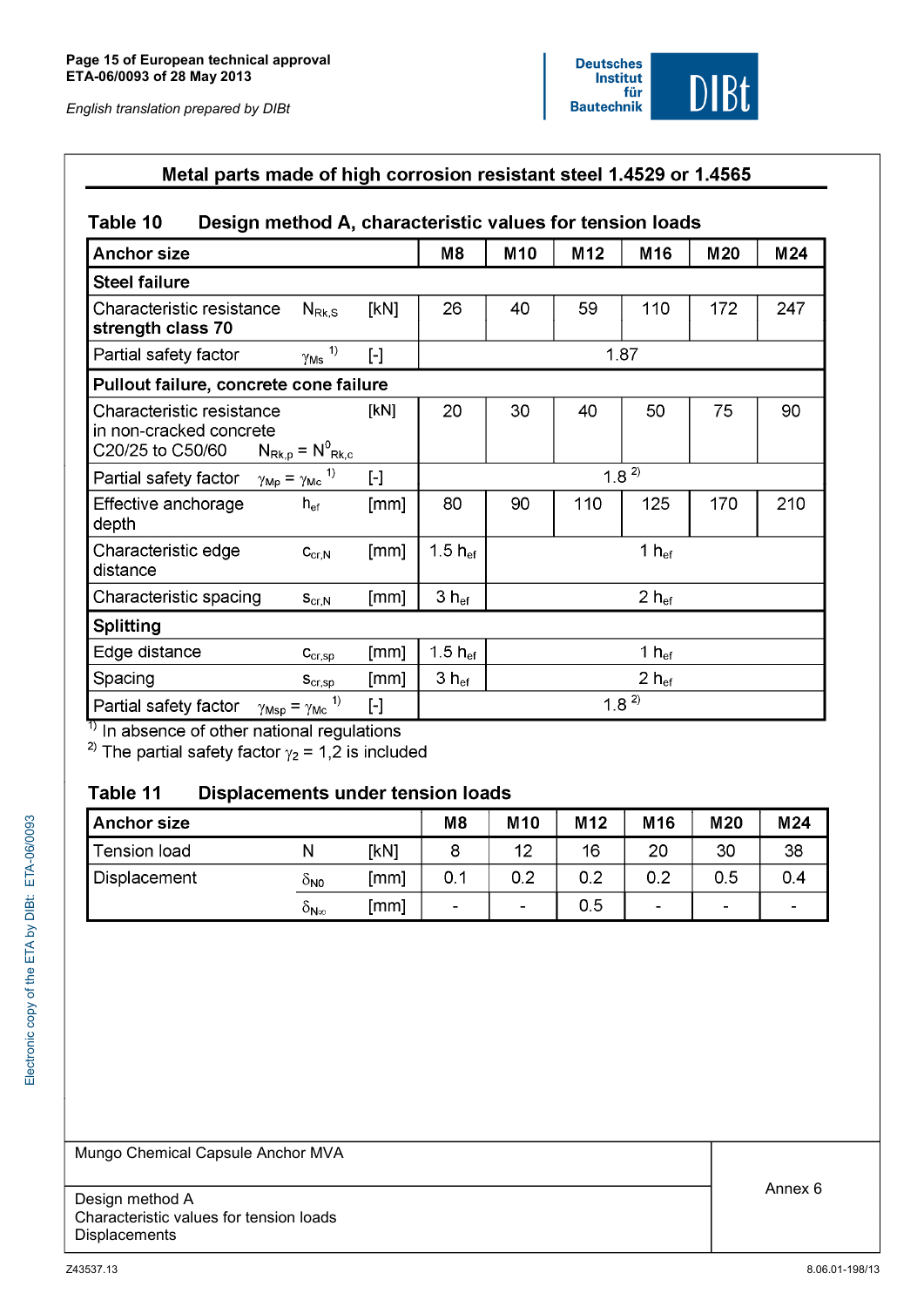## Metal parts made of high corrosion resistant steel 1.4529 or 1.4565

### Table 10 Design method A, characteristic values for tension loads

| Anchor size | | | M8 | M10 | M12 | M16 | M20 | M24 |
|---|---|---|---|---|---|---|---|---|
| **Steel failure** | | | | | | | | |
| Characteristic resistance **strength class 70** | $N_{Rk,S}$ | [kN] | 26 | 40 | 59 | 110 | 172 | 247 |
| Partial safety factor | $\gamma_{Ms}$ [1)] | [-] | 1.87 | | | | | |
| **Pullout failure, concrete cone failure** | | | | | | | | |
| Characteristic resistance in non-cracked concrete C20/25 to C50/60 | $N_{Rk,p} = N^0_{Rk,c}$ | [kN] | 20 | 30 | 40 | 50 | 75 | 90 |
| Partial safety factor | $\gamma_{Mp} = \gamma_{Mc}$ [1)] | [-] | 1.8 [2)] | | | | | |
| Effective anchorage depth | $h_{ef}$ | [mm] | 80 | 90 | 110 | 125 | 170 | 210 |
| Characteristic edge distance | $c_{cr,N}$ | [mm] | 1.5 $h_{ef}$ | 1 $h_{ef}$ | | | | |
| Characteristic spacing | $s_{cr,N}$ | [mm] | 3 $h_{ef}$ | 2 $h_{ef}$ | | | | |
| **Splitting** | | | | | | | | |
| Edge distance | $c_{cr,sp}$ | [mm] | 1.5 $h_{ef}$ | 1 $h_{ef}$ | | | | |
| Spacing | $s_{cr,sp}$ | [mm] | 3 $h_{ef}$ | 2 $h_{ef}$ | | | | |
| Partial safety factor | $\gamma_{Msp} = \gamma_{Mc}$ [1)] | [-] | 1.8 [2)] | | | | | |

[1)] In absence of other national regulations

[2)] The partial safety factor $\gamma_2$ = 1,2 is included

### Table 11 Displacements under tension loads

| Anchor size | | | M8 | M10 | M12 | M16 | M20 | M24 |
|---|---|---|---|---|---|---|---|---|
| Tension load | N | [kN] | 8 | 12 | 16 | 20 | 30 | 38 |
| Displacement | $\delta_{N0}$ | [mm] | 0.1 | 0.2 | 0.2 | 0.2 | 0.5 | 0.4 |
| | $\delta_{N\infty}$ | [mm] | - | - | 0.5 | - | - | - |

| Mungo Chemical Capsule Anchor MVA | Annex 6 |
|---|---|
| Design method A<br>Characteristic values for tension loads<br>Displacements | |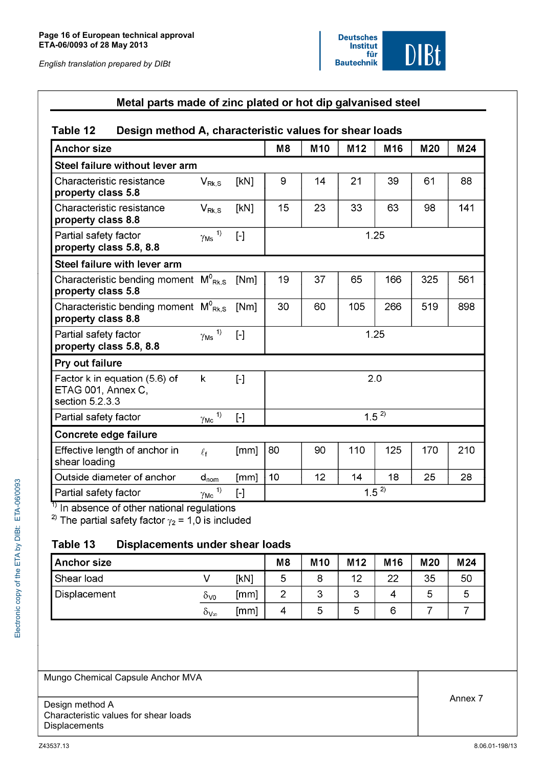## Metal parts made of zinc plated or hot dip galvanised steel

**Table 12 Design method A, characteristic values for shear loads**

| Anchor size | | | M8 | M10 | M12 | M16 | M20 | M24 |
|---|---|---|---|---|---|---|---|---|
| **Steel failure without lever arm** | | | | | | | | |
| Characteristic resistance **property class 5.8** | $V_{Rk,S}$ | [kN] | 9 | 14 | 21 | 39 | 61 | 88 |
| Characteristic resistance **property class 8.8** | $V_{Rk,S}$ | [kN] | 15 | 23 | 33 | 63 | 98 | 141 |
| Partial safety factor **property class 5.8, 8.8** | $\gamma_{Ms}$ [1)] | [-] | 1.25 | | | | | |
| **Steel failure with lever arm** | | | | | | | | |
| Characteristic bending moment **property class 5.8** | $M^0_{Rk,S}$ | [Nm] | 19 | 37 | 65 | 166 | 325 | 561 |
| Characteristic bending moment **property class 8.8** | $M^0_{Rk,S}$ | [Nm] | 30 | 60 | 105 | 266 | 519 | 898 |
| Partial safety factor **property class 5.8, 8.8** | $\gamma_{Ms}$ [1)] | [-] | 1.25 | | | | | |
| **Pry out failure** | | | | | | | | |
| Factor k in equation (5.6) of ETAG 001, Annex C, section 5.2.3.3 | k | [-] | 2.0 | | | | | |
| Partial safety factor | $\gamma_{Mc}$ [1)] | [-] | 1.5 [2)] | | | | | |
| **Concrete edge failure** | | | | | | | | |
| Effective length of anchor in shear loading | $\ell_f$ | [mm] | 80 | 90 | 110 | 125 | 170 | 210 |
| Outside diameter of anchor | $d_{nom}$ | [mm] | 10 | 12 | 14 | 18 | 25 | 28 |
| Partial safety factor | $\gamma_{Mc}$ [1)] | [-] | 1.5 [2)] | | | | | |

[1)] In absence of other national regulations
[2)] The partial safety factor $\gamma_2$ = 1,0 is included

**Table 13 Displacements under shear loads**

| Anchor size | | | M8 | M10 | M12 | M16 | M20 | M24 |
|---|---|---|---|---|---|---|---|---|
| Shear load | V | [kN] | 5 | 8 | 12 | 22 | 35 | 50 |
| Displacement | $\delta_{V0}$ | [mm] | 2 | 3 | 3 | 4 | 5 | 5 |
| | $\delta_{V\infty}$ | [mm] | 4 | 5 | 5 | 6 | 7 | 7 |

| Mungo Chemical Capsule Anchor MVA | Annex 7 |
|---|---|
| Design method A<br>Characteristic values for shear loads<br>Displacements | |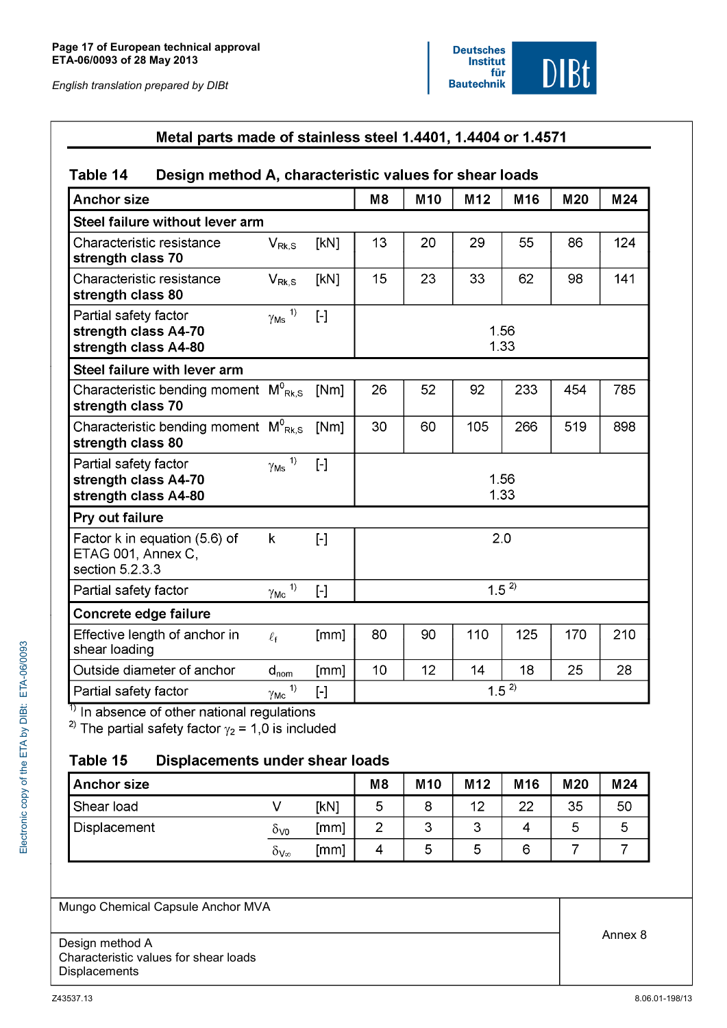## Metal parts made of stainless steel 1.4401, 1.4404 or 1.4571

### Table 14 Design method A, characteristic values for shear loads

| Anchor size | | | M8 | M10 | M12 | M16 | M20 | M24 |
|---|---|---|---|---|---|---|---|---|
| **Steel failure without lever arm** | | | | | | | | |
| Characteristic resistance **strength class 70** | $V_{Rk,S}$ | [kN] | 13 | 20 | 29 | 55 | 86 | 124 |
| Characteristic resistance **strength class 80** | $V_{Rk,S}$ | [kN] | 15 | 23 | 33 | 62 | 98 | 141 |
| Partial safety factor **strength class A4-70** **strength class A4-80** | $\gamma_{Ms}$ [1] | [-] | 1.56 / 1.33 | | | | | |
| **Steel failure with lever arm** | | | | | | | | |
| Characteristic bending moment **strength class 70** | $M^0_{Rk,S}$ | [Nm] | 26 | 52 | 92 | 233 | 454 | 785 |
| Characteristic bending moment **strength class 80** | $M^0_{Rk,S}$ | [Nm] | 30 | 60 | 105 | 266 | 519 | 898 |
| Partial safety factor **strength class A4-70** **strength class A4-80** | $\gamma_{Ms}$ [1] | [-] | 1.56 / 1.33 | | | | | |
| **Pry out failure** | | | | | | | | |
| Factor k in equation (5.6) of ETAG 001, Annex C, section 5.2.3.3 | k | [-] | 2.0 | | | | | |
| Partial safety factor | $\gamma_{Mc}$ [1] | [-] | 1.5 [2] | | | | | |
| **Concrete edge failure** | | | | | | | | |
| Effective length of anchor in shear loading | $\ell_f$ | [mm] | 80 | 90 | 110 | 125 | 170 | 210 |
| Outside diameter of anchor | $d_{nom}$ | [mm] | 10 | 12 | 14 | 18 | 25 | 28 |
| Partial safety factor | $\gamma_{Mc}$ [1] | [-] | 1.5 [2] | | | | | |

[1] In absence of other national regulations

[2] The partial safety factor $\gamma_2$ = 1,0 is included

### Table 15 Displacements under shear loads

| Anchor size | | | M8 | M10 | M12 | M16 | M20 | M24 |
|---|---|---|---|---|---|---|---|---|
| Shear load | V | [kN] | 5 | 8 | 12 | 22 | 35 | 50 |
| Displacement | $\delta_{V0}$ | [mm] | 2 | 3 | 3 | 4 | 5 | 5 |
| | $\delta_{V\infty}$ | [mm] | 4 | 5 | 5 | 6 | 7 | 7 |

| Mungo Chemical Capsule Anchor MVA | Annex 8 |
|---|---|
| Design method A<br>Characteristic values for shear loads<br>Displacements | |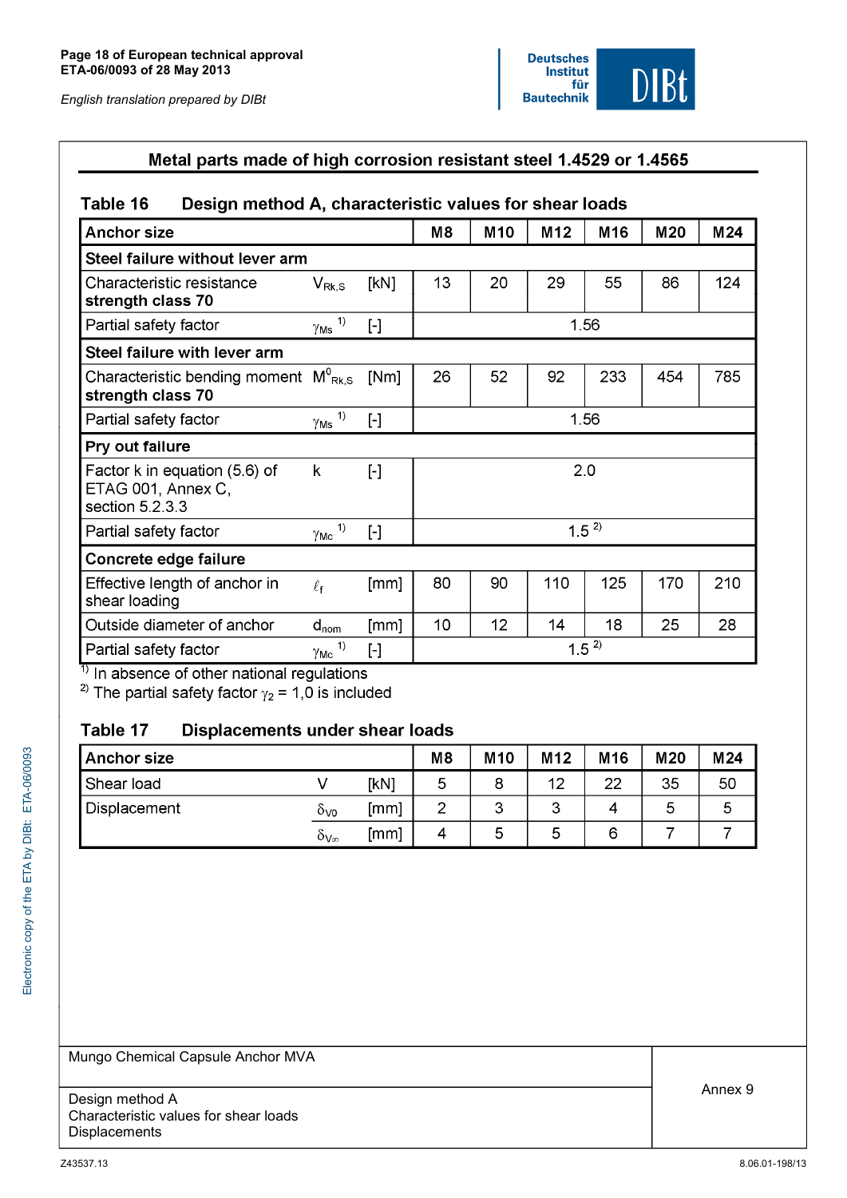## Metal parts made of high corrosion resistant steel 1.4529 or 1.4565

### Table 16 Design method A, characteristic values for shear loads

| Anchor size | | | M8 | M10 | M12 | M16 | M20 | M24 |
|---|---|---|---|---|---|---|---|---|
| **Steel failure without lever arm** | | | | | | | | |
| Characteristic resistance strength class 70 | $V_{Rk,S}$ | [kN] | 13 | 20 | 29 | 55 | 86 | 124 |
| Partial safety factor | $\gamma_{Ms}$ [1)] | [-] | 1.56 | | | | | |
| **Steel failure with lever arm** | | | | | | | | |
| Characteristic bending moment strength class 70 | $M^0_{Rk,S}$ | [Nm] | 26 | 52 | 92 | 233 | 454 | 785 |
| Partial safety factor | $\gamma_{Ms}$ [1)] | [-] | 1.56 | | | | | |
| **Pry out failure** | | | | | | | | |
| Factor k in equation (5.6) of ETAG 001, Annex C, section 5.2.3.3 | k | [-] | 2.0 | | | | | |
| Partial safety factor | $\gamma_{Mc}$ [1)] | [-] | 1.5 [2)] | | | | | |
| **Concrete edge failure** | | | | | | | | |
| Effective length of anchor in shear loading | $\ell_f$ | [mm] | 80 | 90 | 110 | 125 | 170 | 210 |
| Outside diameter of anchor | $d_{nom}$ | [mm] | 10 | 12 | 14 | 18 | 25 | 28 |
| Partial safety factor | $\gamma_{Mc}$ [1)] | [-] | 1.5 [2)] | | | | | |

[1)] In absence of other national regulations
[2)] The partial safety factor $\gamma_2$ = 1,0 is included

### Table 17 Displacements under shear loads

| Anchor size | | | M8 | M10 | M12 | M16 | M20 | M24 |
|---|---|---|---|---|---|---|---|---|
| Shear load | V | [kN] | 5 | 8 | 12 | 22 | 35 | 50 |
| Displacement | $\delta_{V0}$ | [mm] | 2 | 3 | 3 | 4 | 5 | 5 |
| | $\delta_{V\infty}$ | [mm] | 4 | 5 | 5 | 6 | 7 | 7 |

Mungo Chemical Capsule Anchor MVA

Design method A
Characteristic values for shear loads
Displacements

Annex 9